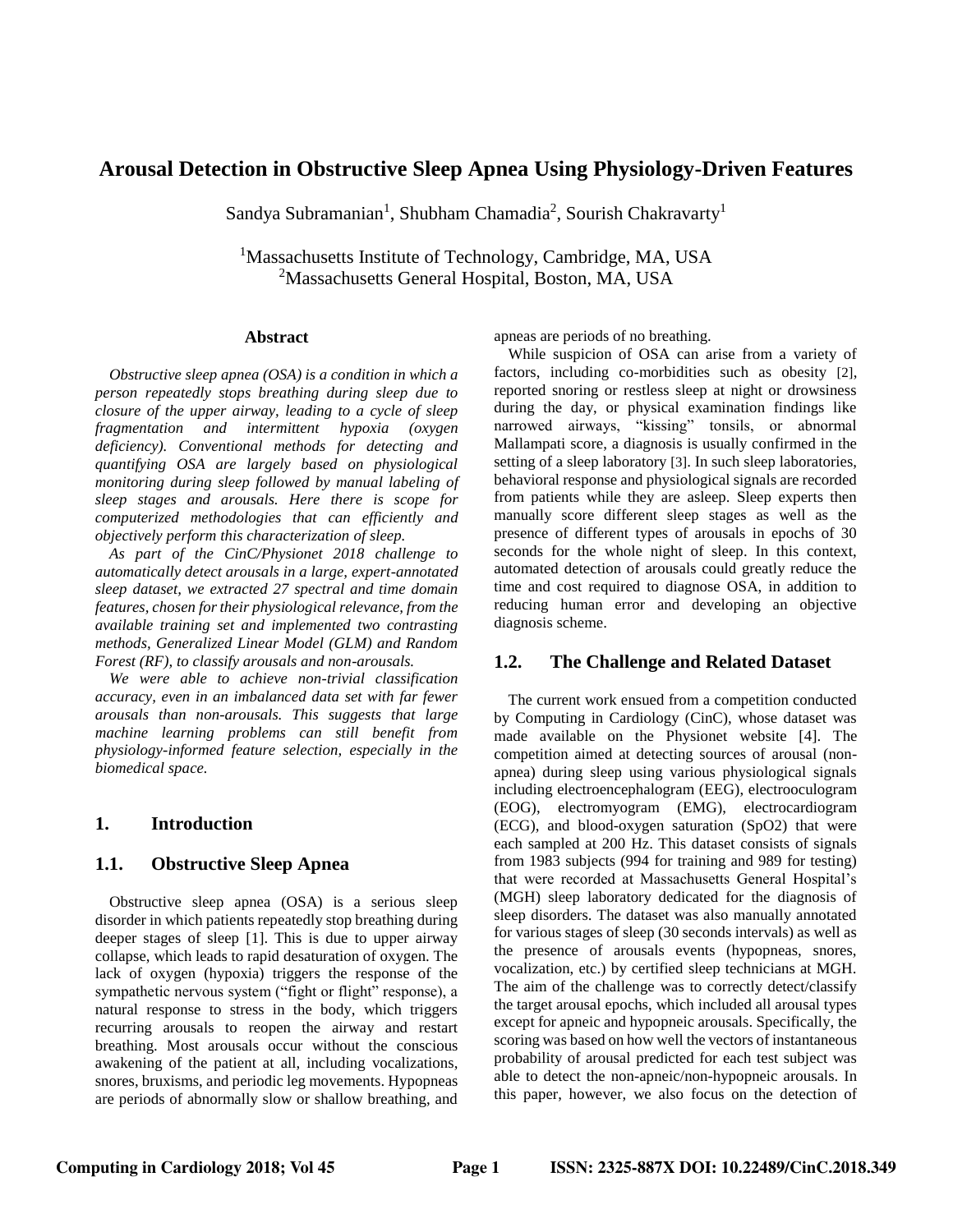# Arousal Detection in Obstructive Sleep Apnea Using Physiology-Driven Features

Sandya Subramanian[1], Shubham Chamadia[2], Sourish Chakravarty[1]

[1]Massachusetts Institute of Technology, Cambridge, MA, USA
[2]Massachusetts General Hospital, Boston, MA, USA

## Abstract

*Obstructive sleep apnea (OSA) is a condition in which a person repeatedly stops breathing during sleep due to closure of the upper airway, leading to a cycle of sleep fragmentation and intermittent hypoxia (oxygen deficiency). Conventional methods for detecting and quantifying OSA are largely based on physiological monitoring during sleep followed by manual labeling of sleep stages and arousals. Here there is scope for computerized methodologies that can efficiently and objectively perform this characterization of sleep.*

*As part of the CinC/Physionet 2018 challenge to automatically detect arousals in a large, expert-annotated sleep dataset, we extracted 27 spectral and time domain features, chosen for their physiological relevance, from the available training set and implemented two contrasting methods, Generalized Linear Model (GLM) and Random Forest (RF), to classify arousals and non-arousals.*

*We were able to achieve non-trivial classification accuracy, even in an imbalanced data set with far fewer arousals than non-arousals. This suggests that large machine learning problems can still benefit from physiology-informed feature selection, especially in the biomedical space.*

## 1. Introduction

### 1.1. Obstructive Sleep Apnea

Obstructive sleep apnea (OSA) is a serious sleep disorder in which patients repeatedly stop breathing during deeper stages of sleep [1]. This is due to upper airway collapse, which leads to rapid desaturation of oxygen. The lack of oxygen (hypoxia) triggers the response of the sympathetic nervous system ("fight or flight" response), a natural response to stress in the body, which triggers recurring arousals to reopen the airway and restart breathing. Most arousals occur without the conscious awakening of the patient at all, including vocalizations, snores, bruxisms, and periodic leg movements. Hypopneas are periods of abnormally slow or shallow breathing, and apneas are periods of no breathing.

While suspicion of OSA can arise from a variety of factors, including co-morbidities such as obesity [2], reported snoring or restless sleep at night or drowsiness during the day, or physical examination findings like narrowed airways, "kissing" tonsils, or abnormal Mallampati score, a diagnosis is usually confirmed in the setting of a sleep laboratory [3]. In such sleep laboratories, behavioral response and physiological signals are recorded from patients while they are asleep. Sleep experts then manually score different sleep stages as well as the presence of different types of arousals in epochs of 30 seconds for the whole night of sleep. In this context, automated detection of arousals could greatly reduce the time and cost required to diagnose OSA, in addition to reducing human error and developing an objective diagnosis scheme.

### 1.2. The Challenge and Related Dataset

The current work ensued from a competition conducted by Computing in Cardiology (CinC), whose dataset was made available on the Physionet website [4]. The competition aimed at detecting sources of arousal (non-apnea) during sleep using various physiological signals including electroencephalogram (EEG), electrooculogram (EOG), electromyogram (EMG), electrocardiogram (ECG), and blood-oxygen saturation (SpO2) that were each sampled at 200 Hz. This dataset consists of signals from 1983 subjects (994 for training and 989 for testing) that were recorded at Massachusetts General Hospital's (MGH) sleep laboratory dedicated for the diagnosis of sleep disorders. The dataset was also manually annotated for various stages of sleep (30 seconds intervals) as well as the presence of arousals events (hypopneas, snores, vocalization, etc.) by certified sleep technicians at MGH. The aim of the challenge was to correctly detect/classify the target arousal epochs, which included all arousal types except for apneic and hypopneic arousals. Specifically, the scoring was based on how well the vectors of instantaneous probability of arousal predicted for each test subject was able to detect the non-apneic/non-hypopneic arousals. In this paper, however, we also focus on the detection of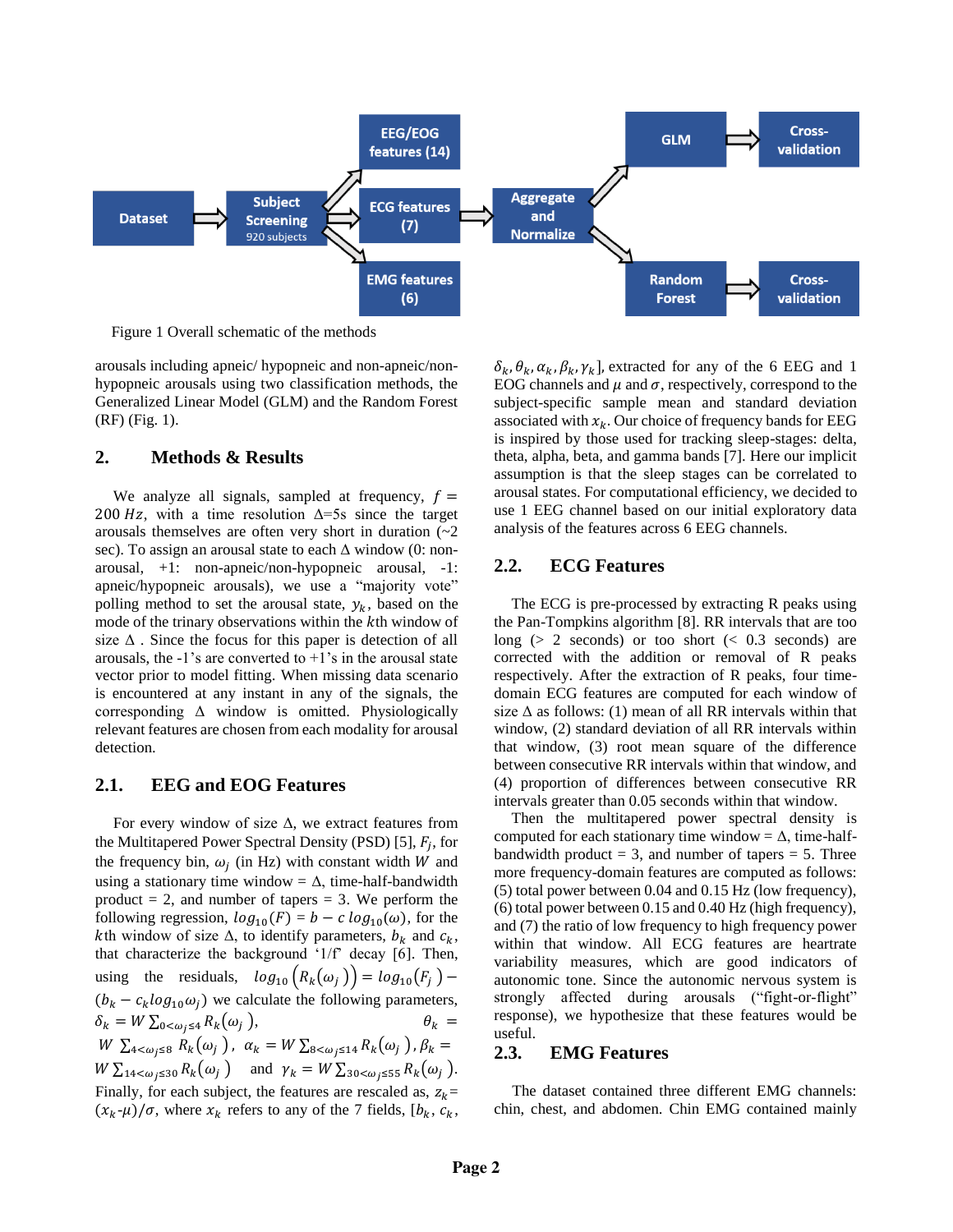Figure 1 Overall schematic of the methods

arousals including apneic/ hypopneic and non-apneic/non-hypopneic arousals using two classification methods, the Generalized Linear Model (GLM) and the Random Forest (RF) (Fig. 1).

## 2. Methods & Results

We analyze all signals, sampled at frequency, $f = 200\ Hz$, with a time resolution Δ=5s since the target arousals themselves are often very short in duration (~2 sec). To assign an arousal state to each Δ window (0: non-arousal, +1: non-apneic/non-hypopneic arousal, -1: apneic/hypopneic arousals), we use a "majority vote" polling method to set the arousal state, $y_k$, based on the mode of the trinary observations within the $k$th window of size Δ. Since the focus for this paper is detection of all arousals, the -1's are converted to +1's in the arousal state vector prior to model fitting. When missing data scenario is encountered at any instant in any of the signals, the corresponding Δ window is omitted. Physiologically relevant features are chosen from each modality for arousal detection.

### 2.1. EEG and EOG Features

For every window of size Δ, we extract features from the Multitapered Power Spectral Density (PSD) [5], $F_j$, for the frequency bin, $\omega_j$ (in Hz) with constant width $W$ and using a stationary time window = Δ, time-half-bandwidth product = 2, and number of tapers = 3. We perform the following regression, $log_{10}(F) = b - c\ log_{10}(\omega)$, for the $k$th window of size Δ, to identify parameters, $b_k$ and $c_k$, that characterize the background '1/f' decay [6]. Then, using the residuals, $log_{10}\left(R_k(\omega_j)\right) = log_{10}(F_j) - (b_k - c_k log_{10}\omega_j)$ we calculate the following parameters, $\delta_k = W\sum_{0<\omega_j\leq 4} R_k(\omega_j)$, $\theta_k = W\sum_{4<\omega_j\leq 8} R_k(\omega_j)$, $\alpha_k = W\sum_{8<\omega_j\leq 14} R_k(\omega_j)$, $\beta_k = W\sum_{14<\omega_j\leq 30} R_k(\omega_j)$ and $\gamma_k = W\sum_{30<\omega_j\leq 55} R_k(\omega_j)$. Finally, for each subject, the features are rescaled as, $z_k = (x_k - \mu)/\sigma$, where $x_k$ refers to any of the 7 fields, $[b_k, c_k, \delta_k, \theta_k, \alpha_k, \beta_k, \gamma_k]$, extracted for any of the 6 EEG and 1 EOG channels and $\mu$ and $\sigma$, respectively, correspond to the subject-specific sample mean and standard deviation associated with $x_k$. Our choice of frequency bands for EEG is inspired by those used for tracking sleep-stages: delta, theta, alpha, beta, and gamma bands [7]. Here our implicit assumption is that the sleep stages can be correlated to arousal states. For computational efficiency, we decided to use 1 EEG channel based on our initial exploratory data analysis of the features across 6 EEG channels.

### 2.2. ECG Features

The ECG is pre-processed by extracting R peaks using the Pan-Tompkins algorithm [8]. RR intervals that are too long (> 2 seconds) or too short (< 0.3 seconds) are corrected with the addition or removal of R peaks respectively. After the extraction of R peaks, four time-domain ECG features are computed for each window of size Δ as follows: (1) mean of all RR intervals within that window, (2) standard deviation of all RR intervals within that window, (3) root mean square of the difference between consecutive RR intervals within that window, and (4) proportion of differences between consecutive RR intervals greater than 0.05 seconds within that window.

Then the multitapered power spectral density is computed for each stationary time window = Δ, time-half-bandwidth product = 3, and number of tapers = 5. Three more frequency-domain features are computed as follows: (5) total power between 0.04 and 0.15 Hz (low frequency), (6) total power between 0.15 and 0.40 Hz (high frequency), and (7) the ratio of low frequency to high frequency power within that window. All ECG features are heartrate variability measures, which are good indicators of autonomic tone. Since the autonomic nervous system is strongly affected during arousals ("fight-or-flight" response), we hypothesize that these features would be useful.

### 2.3. EMG Features

The dataset contained three different EMG channels: chin, chest, and abdomen. Chin EMG contained mainly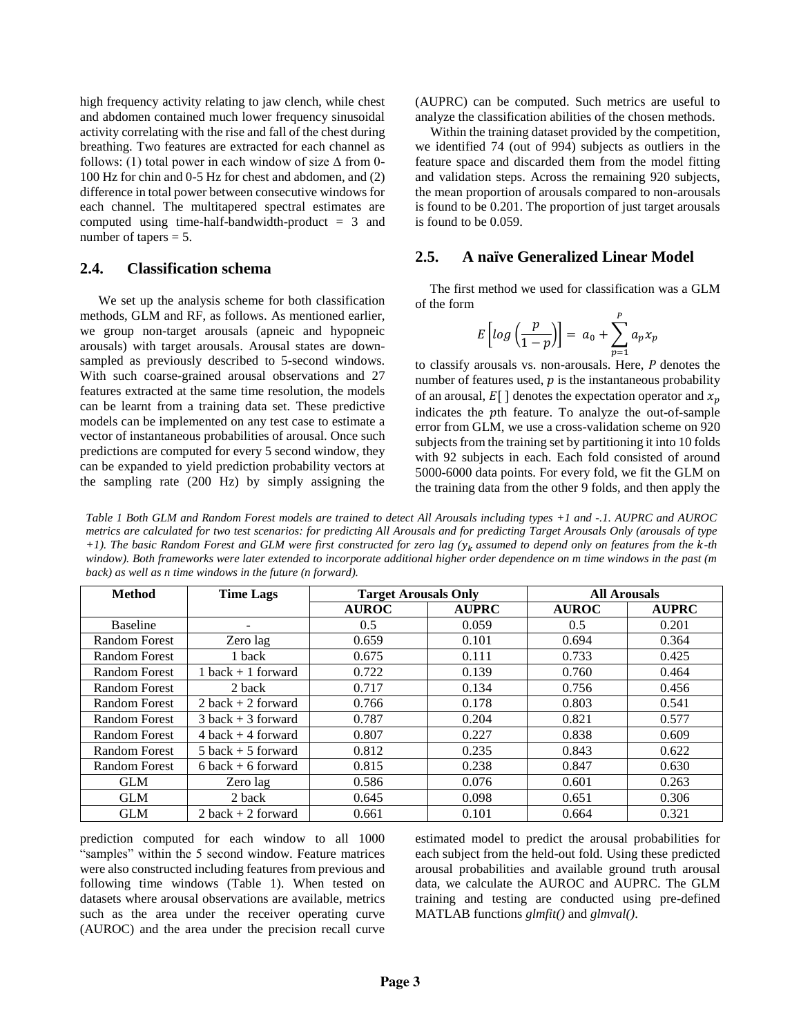high frequency activity relating to jaw clench, while chest and abdomen contained much lower frequency sinusoidal activity correlating with the rise and fall of the chest during breathing. Two features are extracted for each channel as follows: (1) total power in each window of size $\Delta$ from 0-100 Hz for chin and 0-5 Hz for chest and abdomen, and (2) difference in total power between consecutive windows for each channel. The multitapered spectral estimates are computed using time-half-bandwidth-product = 3 and number of tapers = 5.

## 2.4. Classification schema

We set up the analysis scheme for both classification methods, GLM and RF, as follows. As mentioned earlier, we group non-target arousals (apneic and hypopneic arousals) with target arousals. Arousal states are down-sampled as previously described to 5-second windows. With such coarse-grained arousal observations and 27 features extracted at the same time resolution, the models can be learnt from a training data set. These predictive models can be implemented on any test case to estimate a vector of instantaneous probabilities of arousal. Once such predictions are computed for every 5 second window, they can be expanded to yield prediction probability vectors at the sampling rate (200 Hz) by simply assigning the prediction computed for each window to all 1000 "samples" within the 5 second window. Feature matrices were also constructed including features from previous and following time windows (Table 1). When tested on datasets where arousal observations are available, metrics such as the area under the receiver operating curve (AUROC) and the area under the precision recall curve (AUPRC) can be computed. Such metrics are useful to analyze the classification abilities of the chosen methods.

Within the training dataset provided by the competition, we identified 74 (out of 994) subjects as outliers in the feature space and discarded them from the model fitting and validation steps. Across the remaining 920 subjects, the mean proportion of arousals compared to non-arousals is found to be 0.201. The proportion of just target arousals is found to be 0.059.

## 2.5. A naïve Generalized Linear Model

The first method we used for classification was a GLM of the form

$$E\left[\log\left(\frac{p}{1-p}\right)\right] = a_0 + \sum_{p=1}^{P} a_p x_p$$

to classify arousals vs. non-arousals. Here, $P$ denotes the number of features used, $p$ is the instantaneous probability of an arousal, $E[\,]$ denotes the expectation operator and $x_p$ indicates the $p$th feature. To analyze the out-of-sample error from GLM, we use a cross-validation scheme on 920 subjects from the training set by partitioning it into 10 folds with 92 subjects in each. Each fold consisted of around 5000-6000 data points. For every fold, we fit the GLM on the training data from the other 9 folds, and then apply the estimated model to predict the arousal probabilities for each subject from the held-out fold. Using these predicted arousal probabilities and available ground truth arousal data, we calculate the AUROC and AUPRC. The GLM training and testing are conducted using pre-defined MATLAB functions *glmfit()* and *glmval()*.

*Table 1 Both GLM and Random Forest models are trained to detect All Arousals including types +1 and -.1. AUPRC and AUROC metrics are calculated for two test scenarios: for predicting All Arousals and for predicting Target Arousals Only (arousals of type +1). The basic Random Forest and GLM were first constructed for zero lag ($y_k$ assumed to depend only on features from the $k$-th window). Both frameworks were later extended to incorporate additional higher order dependence on m time windows in the past (m back) as well as n time windows in the future (n forward).*

| Method | Time Lags | Target Arousals Only | | All Arousals | |
|---|---|---|---|---|---|
| | | AUROC | AUPRC | AUROC | AUPRC |
| Baseline | - | 0.5 | 0.059 | 0.5 | 0.201 |
| Random Forest | Zero lag | 0.659 | 0.101 | 0.694 | 0.364 |
| Random Forest | 1 back | 0.675 | 0.111 | 0.733 | 0.425 |
| Random Forest | 1 back + 1 forward | 0.722 | 0.139 | 0.760 | 0.464 |
| Random Forest | 2 back | 0.717 | 0.134 | 0.756 | 0.456 |
| Random Forest | 2 back + 2 forward | 0.766 | 0.178 | 0.803 | 0.541 |
| Random Forest | 3 back + 3 forward | 0.787 | 0.204 | 0.821 | 0.577 |
| Random Forest | 4 back + 4 forward | 0.807 | 0.227 | 0.838 | 0.609 |
| Random Forest | 5 back + 5 forward | 0.812 | 0.235 | 0.843 | 0.622 |
| Random Forest | 6 back + 6 forward | 0.815 | 0.238 | 0.847 | 0.630 |
| GLM | Zero lag | 0.586 | 0.076 | 0.601 | 0.263 |
| GLM | 2 back | 0.645 | 0.098 | 0.651 | 0.306 |
| GLM | 2 back + 2 forward | 0.661 | 0.101 | 0.664 | 0.321 |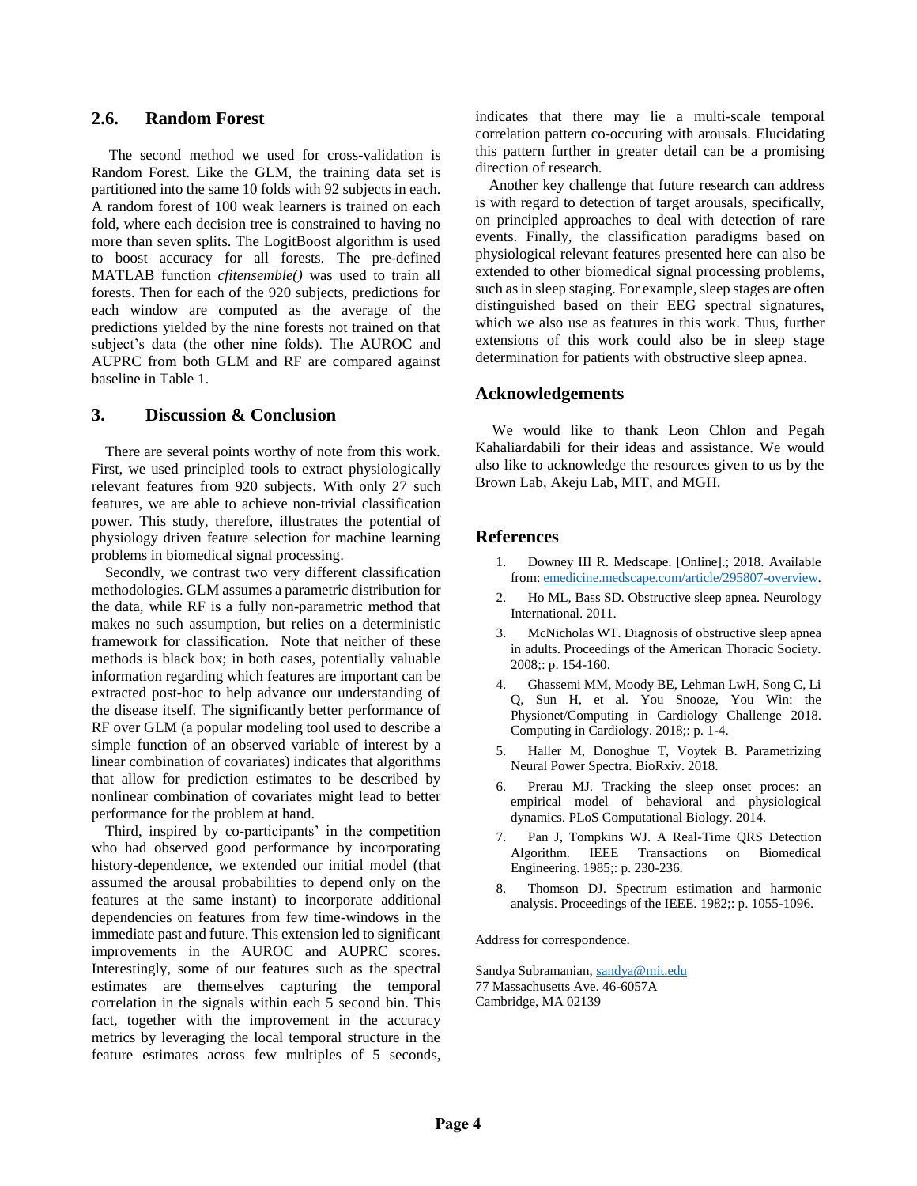## 2.6. Random Forest

The second method we used for cross-validation is Random Forest. Like the GLM, the training data set is partitioned into the same 10 folds with 92 subjects in each. A random forest of 100 weak learners is trained on each fold, where each decision tree is constrained to having no more than seven splits. The LogitBoost algorithm is used to boost accuracy for all forests. The pre-defined MATLAB function *cfitensemble()* was used to train all forests. Then for each of the 920 subjects, predictions for each window are computed as the average of the predictions yielded by the nine forests not trained on that subject's data (the other nine folds). The AUROC and AUPRC from both GLM and RF are compared against baseline in Table 1.

## 3. Discussion & Conclusion

There are several points worthy of note from this work. First, we used principled tools to extract physiologically relevant features from 920 subjects. With only 27 such features, we are able to achieve non-trivial classification power. This study, therefore, illustrates the potential of physiology driven feature selection for machine learning problems in biomedical signal processing.

Secondly, we contrast two very different classification methodologies. GLM assumes a parametric distribution for the data, while RF is a fully non-parametric method that makes no such assumption, but relies on a deterministic framework for classification. Note that neither of these methods is black box; in both cases, potentially valuable information regarding which features are important can be extracted post-hoc to help advance our understanding of the disease itself. The significantly better performance of RF over GLM (a popular modeling tool used to describe a simple function of an observed variable of interest by a linear combination of covariates) indicates that algorithms that allow for prediction estimates to be described by nonlinear combination of covariates might lead to better performance for the problem at hand.

Third, inspired by co-participants' in the competition who had observed good performance by incorporating history-dependence, we extended our initial model (that assumed the arousal probabilities to depend only on the features at the same instant) to incorporate additional dependencies on features from few time-windows in the immediate past and future. This extension led to significant improvements in the AUROC and AUPRC scores. Interestingly, some of our features such as the spectral estimates are themselves capturing the temporal correlation in the signals within each 5 second bin. This fact, together with the improvement in the accuracy metrics by leveraging the local temporal structure in the feature estimates across few multiples of 5 seconds, indicates that there may lie a multi-scale temporal correlation pattern co-occuring with arousals. Elucidating this pattern further in greater detail can be a promising direction of research.

Another key challenge that future research can address is with regard to detection of target arousals, specifically, on principled approaches to deal with detection of rare events. Finally, the classification paradigms based on physiological relevant features presented here can also be extended to other biomedical signal processing problems, such as in sleep staging. For example, sleep stages are often distinguished based on their EEG spectral signatures, which we also use as features in this work. Thus, further extensions of this work could also be in sleep stage determination for patients with obstructive sleep apnea.

## Acknowledgements

We would like to thank Leon Chlon and Pegah Kahaliardabili for their ideas and assistance. We would also like to acknowledge the resources given to us by the Brown Lab, Akeju Lab, MIT, and MGH.

## References

1. Downey III R. Medscape. [Online].; 2018. Available from: emedicine.medscape.com/article/295807-overview.
2. Ho ML, Bass SD. Obstructive sleep apnea. Neurology International. 2011.
3. McNicholas WT. Diagnosis of obstructive sleep apnea in adults. Proceedings of the American Thoracic Society. 2008;: p. 154-160.
4. Ghassemi MM, Moody BE, Lehman LwH, Song C, Li Q, Sun H, et al. You Snooze, You Win: the Physionet/Computing in Cardiology Challenge 2018. Computing in Cardiology. 2018;: p. 1-4.
5. Haller M, Donoghue T, Voytek B. Parametrizing Neural Power Spectra. BioRxiv. 2018.
6. Prerau MJ. Tracking the sleep onset proces: an empirical model of behavioral and physiological dynamics. PLoS Computational Biology. 2014.
7. Pan J, Tompkins WJ. A Real-Time QRS Detection Algorithm. IEEE Transactions on Biomedical Engineering. 1985;: p. 230-236.
8. Thomson DJ. Spectrum estimation and harmonic analysis. Proceedings of the IEEE. 1982;: p. 1055-1096.

Address for correspondence.

Sandya Subramanian, sandya@mit.edu
77 Massachusetts Ave. 46-6057A
Cambridge, MA 02139